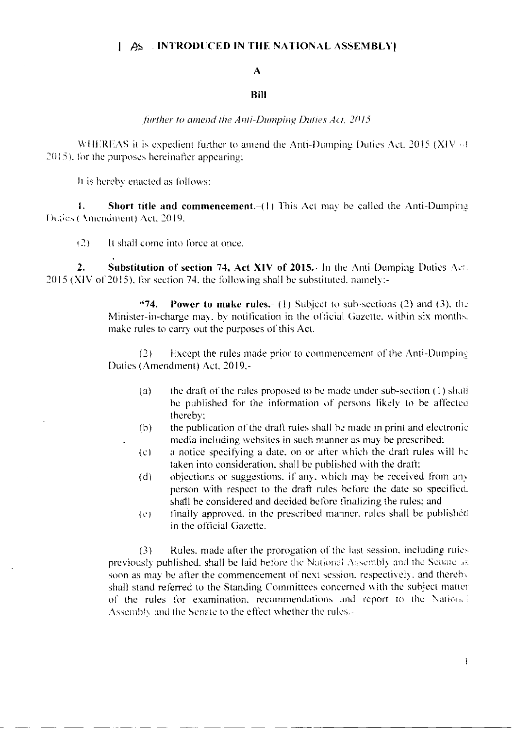**[AS INTRODUCED IN THE NATIONAL ASSEMBLY]**

**A**

**Bill**

*further to amend the Anti-Dumping Duties Act, 2015*

WHEREAS it is expedient further to amend the Anti-Dumping Duties Act, 2015 (XIV of 2015), for the purposes hereinafter appearing;

It is hereby enacted as follows:-

**1. Short title and commencement.**-(1) This Act may be called the Anti-Dumping Duties (Amendment) Act, 2019.

(2) It shall come into force at once.

**2. Substitution of section 74, Act XIV of 2015.**- In the Anti-Dumping Duties Act, 2015 (XIV of 2015), for section 74, the following shall be substituted, namely:-

> "**74. Power to make rules.**- (1) Subject to sub-sections (2) and (3), the Minister-in-charge may, by notification in the official Gazette, within six months, make rules to carry out the purposes of this Act.
>
> (2) Except the rules made prior to commencement of the Anti-Dumping Duties (Amendment) Act, 2019,-
>
> (a) the draft of the rules proposed to be made under sub-section (1) shall be published for the information of persons likely to be affected thereby;
>
> (b) the publication of the draft rules shall be made in print and electronic media including websites in such manner as may be prescribed;
>
> (c) a notice specifying a date, on or after which the draft rules will be taken into consideration, shall be published with the draft;
>
> (d) objections or suggestions, if any, which may be received from any person with respect to the draft rules before the date so specified, shall be considered and decided before finalizing the rules; and
>
> (e) finally approved, in the prescribed manner, rules shall be published in the official Gazette.
>
> (3) Rules, made after the prorogation of the last session, including rules previously published, shall be laid before the National Assembly and the Senate as soon as may be after the commencement of next session, respectively, and thereby shall stand referred to the Standing Committees concerned with the subject matter of the rules for examination, recommendations and report to the National Assembly and the Senate to the effect whether the rules,-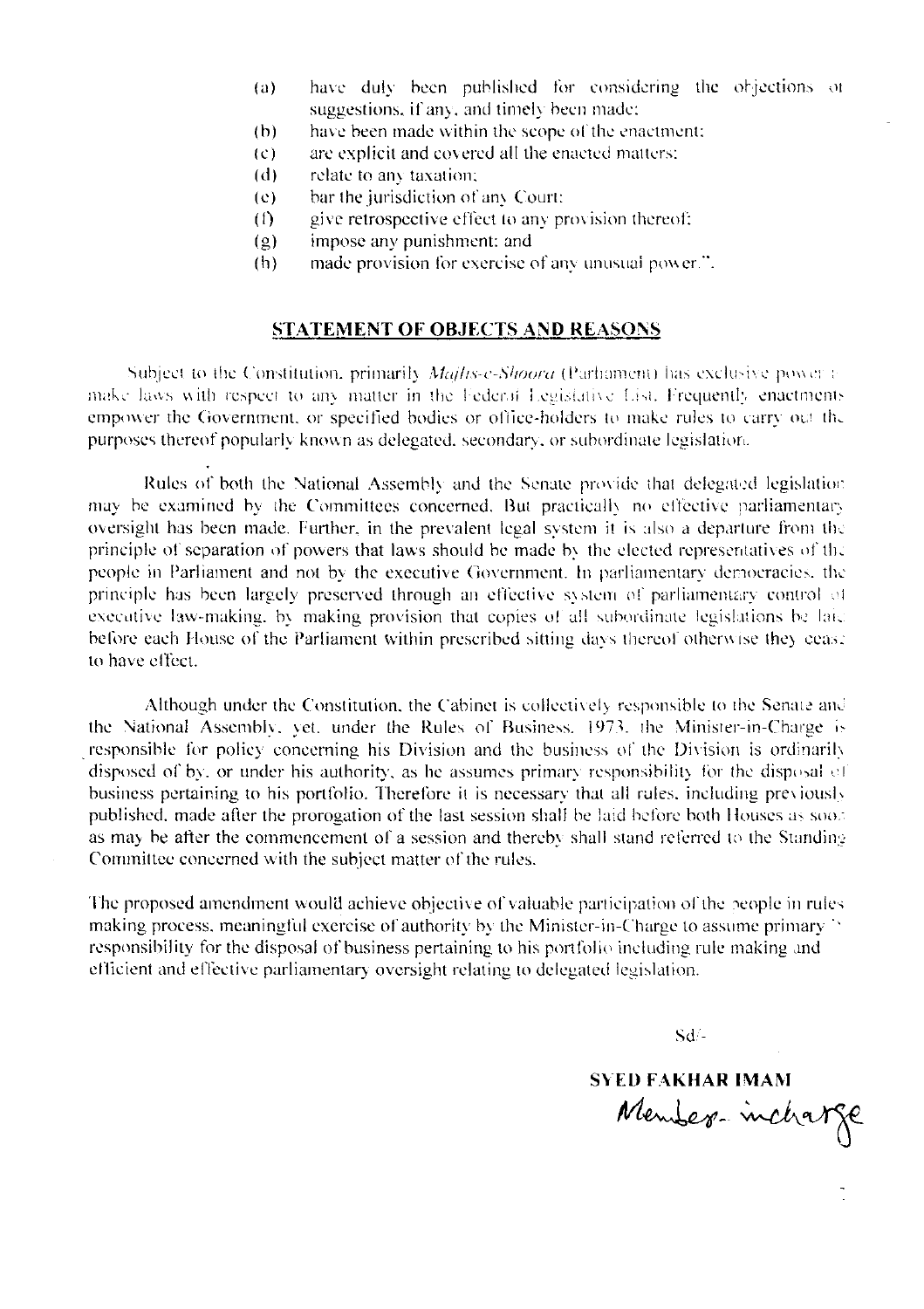(a) have duly been published for considering the objections or suggestions, if any, and timely been made;
(b) have been made within the scope of the enactment;
(c) are explicit and covered all the enacted matters;
(d) relate to any taxation;
(e) bar the jurisdiction of any Court;
(f) give retrospective effect to any provision thereof;
(g) impose any punishment; and
(h) made provision for exercise of any unusual power.".

## STATEMENT OF OBJECTS AND REASONS

Subject to the Constitution, primarily *Majlis-e-Shoora* (Parliament) has exclusive power to make laws with respect to any matter in the Federal Legislative List. Frequently enactments empower the Government, or specified bodies or office-holders to make rules to carry out the purposes thereof popularly known as delegated, secondary, or subordinate legislation.

Rules of both the National Assembly and the Senate provide that delegated legislation may be examined by the Committees concerned. But practically no effective parliamentary oversight has been made. Further, in the prevalent legal system it is also a departure from the principle of separation of powers that laws should be made by the elected representatives of the people in Parliament and not by the executive Government. In parliamentary democracies, the principle has been largely preserved through an effective system of parliamentary control of executive law-making, by making provision that copies of all subordinate legislations be laid before each House of the Parliament within prescribed sitting days thereof otherwise they cease to have effect.

Although under the Constitution, the Cabinet is collectively responsible to the Senate and the National Assembly, yet, under the Rules of Business, 1973, the Minister-in-Charge is responsible for policy concerning his Division and the business of the Division is ordinarily disposed of by, or under his authority, as he assumes primary responsibility for the disposal of business pertaining to his portfolio. Therefore it is necessary that all rules, including previously published, made after the prorogation of the last session shall be laid before both Houses as soon as may be after the commencement of a session and thereby shall stand referred to the Standing Committee concerned with the subject matter of the rules.

The proposed amendment would achieve objective of valuable participation of the people in rules making process, meaningful exercise of authority by the Minister-in-Charge to assume primary responsibility for the disposal of business pertaining to his portfolio including rule making and efficient and effective parliamentary oversight relating to delegated legislation.

Sd/-

**SYED FAKHAR IMAM**
Member-incharge